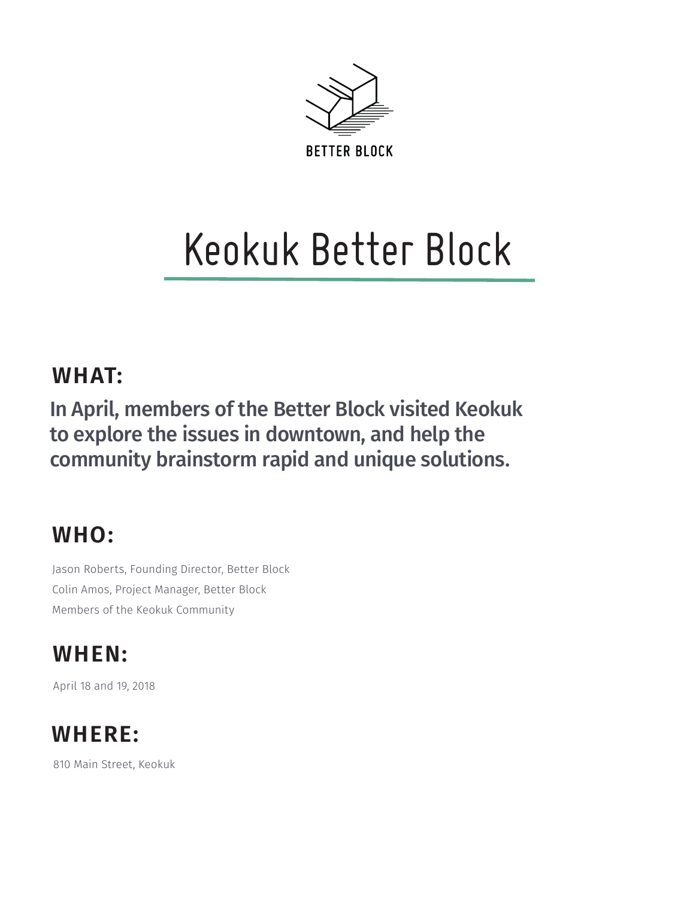BETTER BLOCK

# Keokuk Better Block

## WHAT:

**In April, members of the Better Block visited Keokuk to explore the issues in downtown, and help the community brainstorm rapid and unique solutions.**

## WHO:

Jason Roberts, Founding Director, Better Block
Colin Amos, Project Manager, Better Block
Members of the Keokuk Community

## WHEN:

April 18 and 19, 2018

## WHERE:

810 Main Street, Keokuk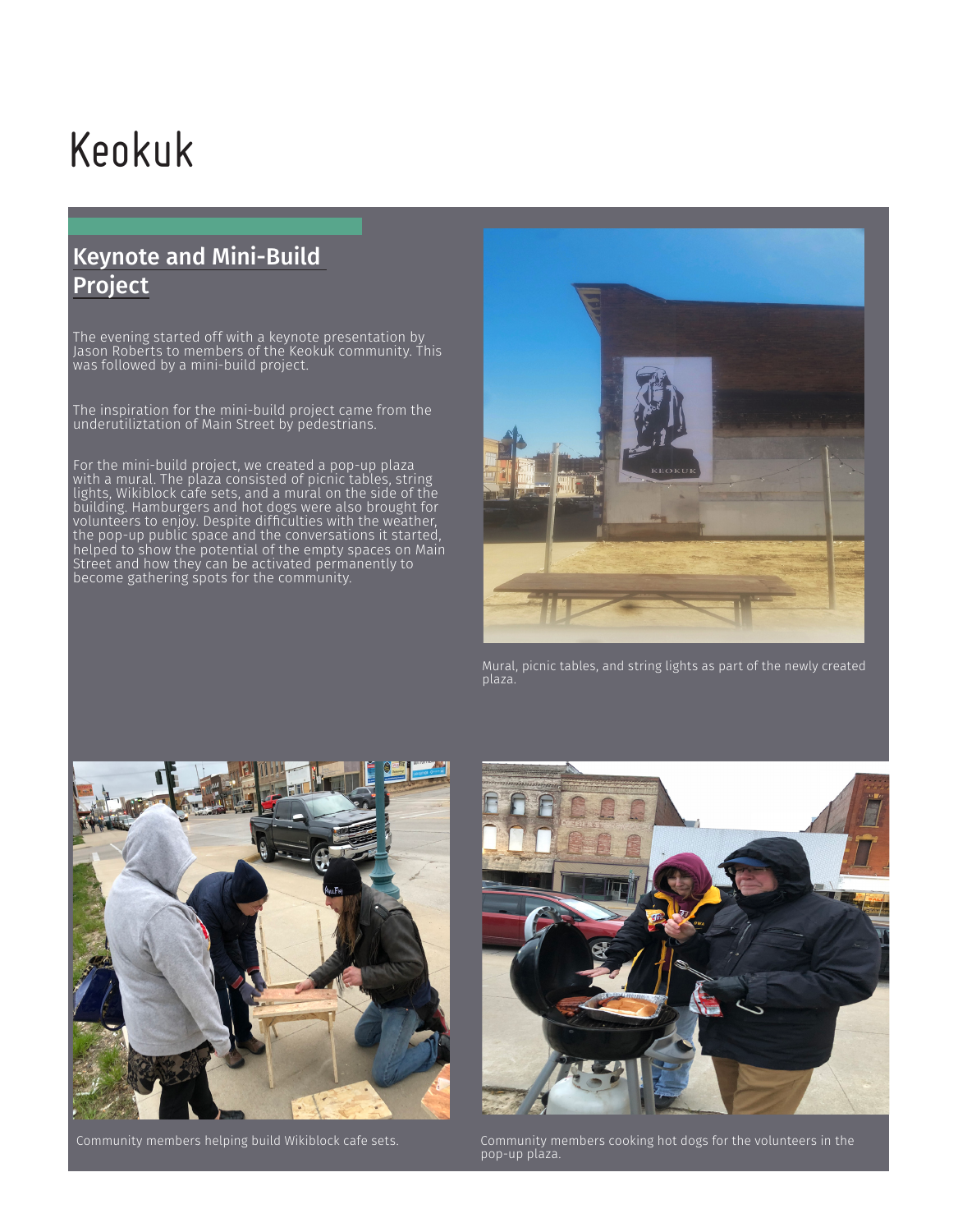# Keokuk

## Keynote and Mini-Build Project

The evening started off with a keynote presentation by Jason Roberts to members of the Keokuk community. This was followed by a mini-build project.

The inspiration for the mini-build project came from the underutiliztation of Main Street by pedestrians.

For the mini-build project, we created a pop-up plaza with a mural. The plaza consisted of picnic tables, string lights, Wikiblock cafe sets, and a mural on the side of the building. Hamburgers and hot dogs were also brought for volunteers to enjoy. Despite difficulties with the weather, the pop-up public space and the conversations it started, helped to show the potential of the empty spaces on Main Street and how they can be activated permanently to become gathering spots for the community.

Mural, picnic tables, and string lights as part of the newly created plaza.

Community members helping build Wikiblock cafe sets.

Community members cooking hot dogs for the volunteers in the pop-up plaza.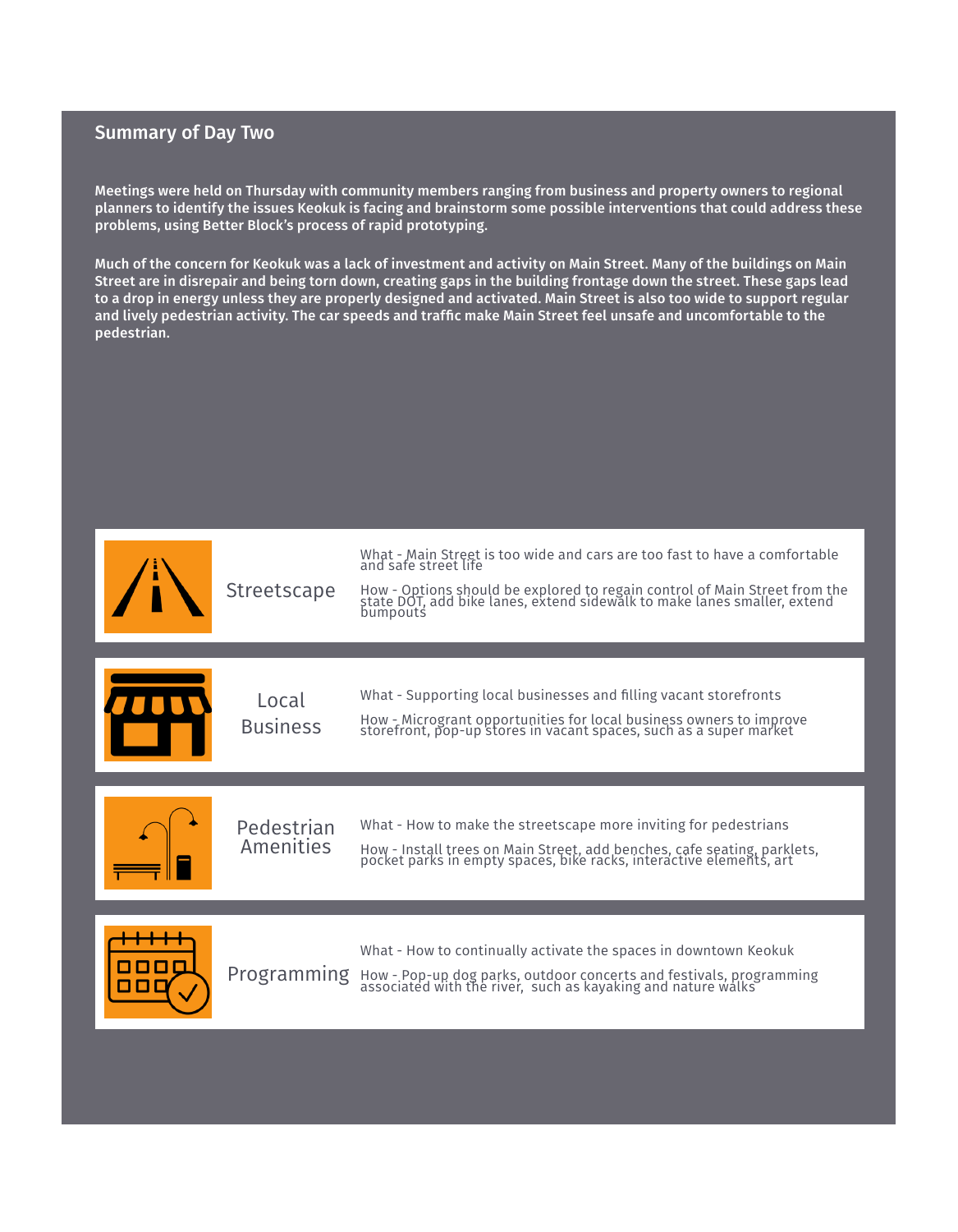## Summary of Day Two

**Meetings were held on Thursday with community members ranging from business and property owners to regional planners to identify the issues Keokuk is facing and brainstorm some possible interventions that could address these problems, using Better Block's process of rapid prototyping.**

**Much of the concern for Keokuk was a lack of investment and activity on Main Street. Many of the buildings on Main Street are in disrepair and being torn down, creating gaps in the building frontage down the street. These gaps lead to a drop in energy unless they are properly designed and activated. Main Street is also too wide to support regular and lively pedestrian activity. The car speeds and traffic make Main Street feel unsafe and uncomfortable to the pedestrian.**

### Streetscape

What - Main Street is too wide and cars are too fast to have a comfortable and safe street life

How - Options should be explored to regain control of Main Street from the state DOT, add bike lanes, extend sidewalk to make lanes smaller, extend bumpouts

### Local Business

What - Supporting local businesses and filling vacant storefronts

How - Microgrant opportunities for local business owners to improve storefront, pop-up stores in vacant spaces, such as a super market

### Pedestrian Amenities

What - How to make the streetscape more inviting for pedestrians

How - Install trees on Main Street, add benches, cafe seating, parklets, pocket parks in empty spaces, bike racks, interactive elements, art

### Programming

What - How to continually activate the spaces in downtown Keokuk

How - Pop-up dog parks, outdoor concerts and festivals, programming associated with the river, such as kayaking and nature walks